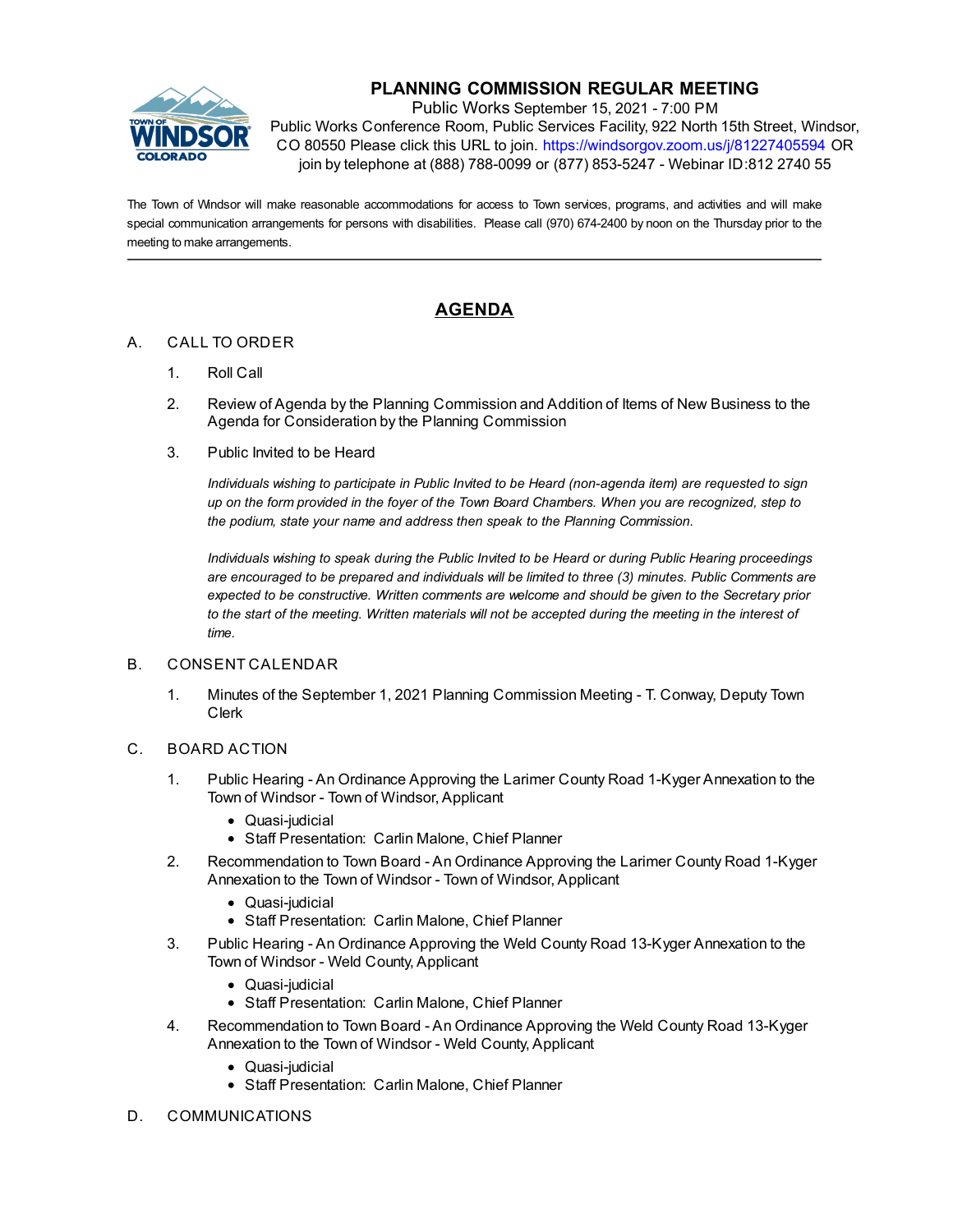# PLANNING COMMISSION REGULAR MEETING

Public Works September 15, 2021 - 7:00 PM

Public Works Conference Room, Public Services Facility, 922 North 15th Street, Windsor, CO 80550 Please click this URL to join. https://windsorgov.zoom.us/j/81227405594 OR join by telephone at (888) 788-0099 or (877) 853-5247 - Webinar ID:812 2740 55

The Town of Windsor will make reasonable accommodations for access to Town services, programs, and activities and will make special communication arrangements for persons with disabilities. Please call (970) 674-2400 by noon on the Thursday prior to the meeting to make arrangements.

---

## AGENDA

A. CALL TO ORDER

1. Roll Call
2. Review of Agenda by the Planning Commission and Addition of Items of New Business to the Agenda for Consideration by the Planning Commission
3. Public Invited to be Heard

   *Individuals wishing to participate in Public Invited to be Heard (non-agenda item) are requested to sign up on the form provided in the foyer of the Town Board Chambers. When you are recognized, step to the podium, state your name and address then speak to the Planning Commission.*

   *Individuals wishing to speak during the Public Invited to be Heard or during Public Hearing proceedings are encouraged to be prepared and individuals will be limited to three (3) minutes. Public Comments are expected to be constructive. Written comments are welcome and should be given to the Secretary prior to the start of the meeting. Written materials will not be accepted during the meeting in the interest of time.*

B. CONSENT CALENDAR

1. Minutes of the September 1, 2021 Planning Commission Meeting - T. Conway, Deputy Town Clerk

C. BOARD ACTION

1. Public Hearing - An Ordinance Approving the Larimer County Road 1-Kyger Annexation to the Town of Windsor - Town of Windsor, Applicant
   - Quasi-judicial
   - Staff Presentation: Carlin Malone, Chief Planner
2. Recommendation to Town Board - An Ordinance Approving the Larimer County Road 1-Kyger Annexation to the Town of Windsor - Town of Windsor, Applicant
   - Quasi-judicial
   - Staff Presentation: Carlin Malone, Chief Planner
3. Public Hearing - An Ordinance Approving the Weld County Road 13-Kyger Annexation to the Town of Windsor - Weld County, Applicant
   - Quasi-judicial
   - Staff Presentation: Carlin Malone, Chief Planner
4. Recommendation to Town Board - An Ordinance Approving the Weld County Road 13-Kyger Annexation to the Town of Windsor - Weld County, Applicant
   - Quasi-judicial
   - Staff Presentation: Carlin Malone, Chief Planner

D. COMMUNICATIONS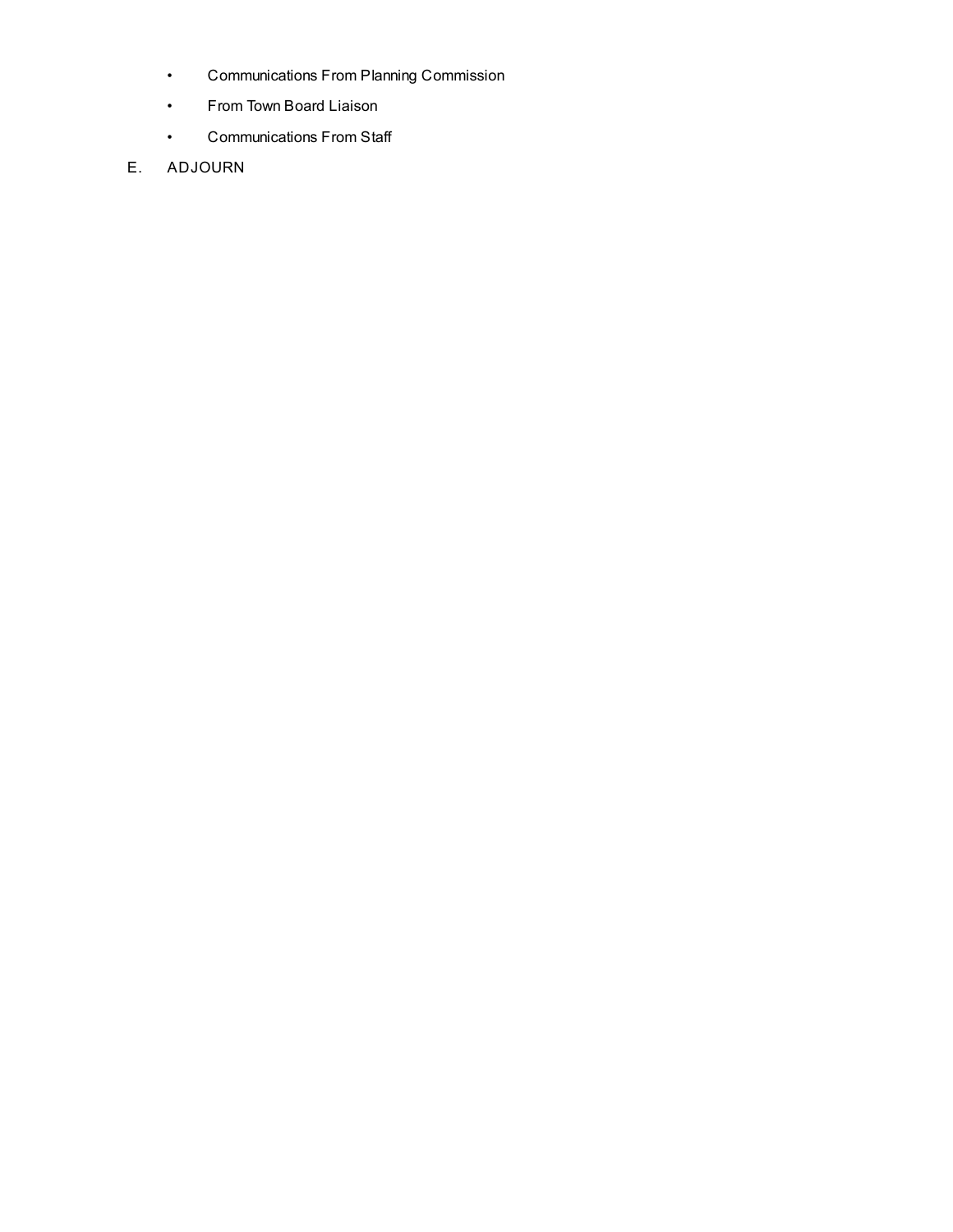- Communications From Planning Commission
- From Town Board Liaison
- Communications From Staff

E. ADJOURN